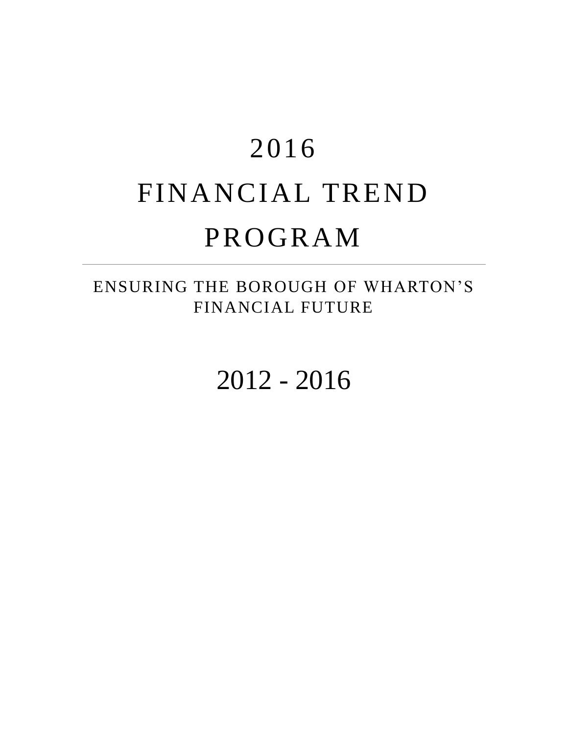# 2016

# FINANCIAL TREND PROGRAM

---

ENSURING THE BOROUGH OF WHARTON'S FINANCIAL FUTURE

## 2012 - 2016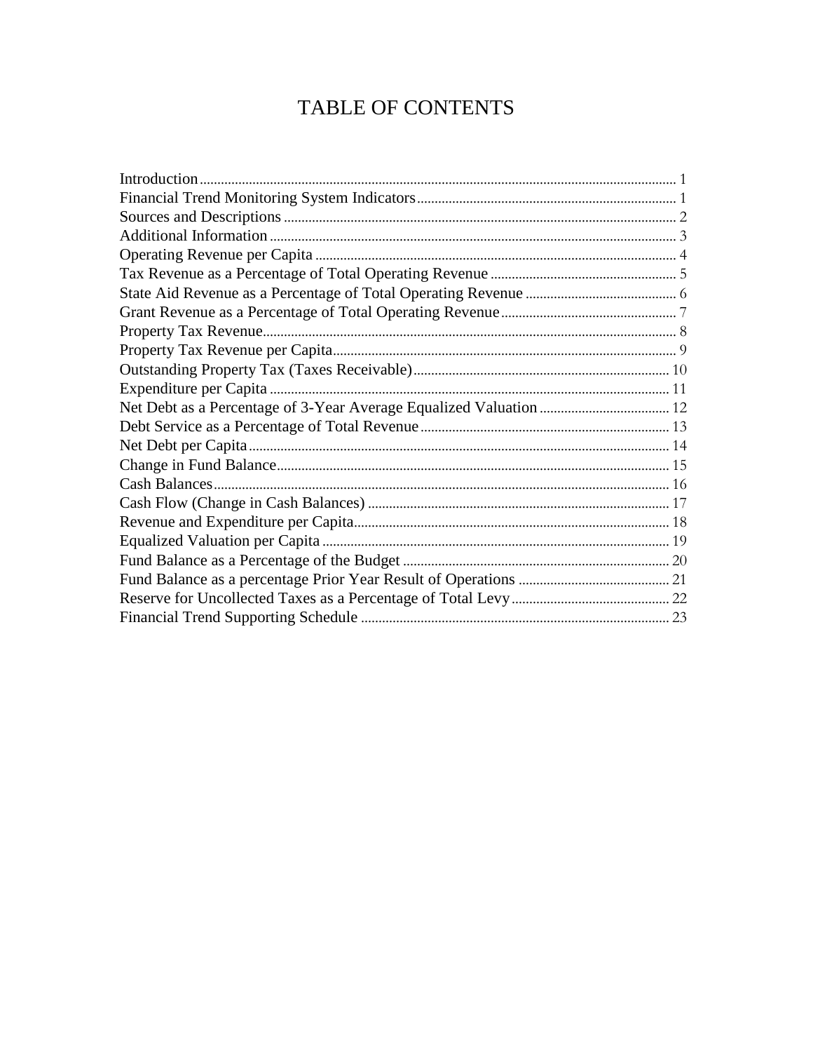# TABLE OF CONTENTS

| | |
|---|---|
| Introduction | 1 |
| Financial Trend Monitoring System Indicators | 1 |
| Sources and Descriptions | 2 |
| Additional Information | 3 |
| Operating Revenue per Capita | 4 |
| Tax Revenue as a Percentage of Total Operating Revenue | 5 |
| State Aid Revenue as a Percentage of Total Operating Revenue | 6 |
| Grant Revenue as a Percentage of Total Operating Revenue | 7 |
| Property Tax Revenue | 8 |
| Property Tax Revenue per Capita | 9 |
| Outstanding Property Tax (Taxes Receivable) | 10 |
| Expenditure per Capita | 11 |
| Net Debt as a Percentage of 3-Year Average Equalized Valuation | 12 |
| Debt Service as a Percentage of Total Revenue | 13 |
| Net Debt per Capita | 14 |
| Change in Fund Balance | 15 |
| Cash Balances | 16 |
| Cash Flow (Change in Cash Balances) | 17 |
| Revenue and Expenditure per Capita | 18 |
| Equalized Valuation per Capita | 19 |
| Fund Balance as a Percentage of the Budget | 20 |
| Fund Balance as a percentage Prior Year Result of Operations | 21 |
| Reserve for Uncollected Taxes as a Percentage of Total Levy | 22 |
| Financial Trend Supporting Schedule | 23 |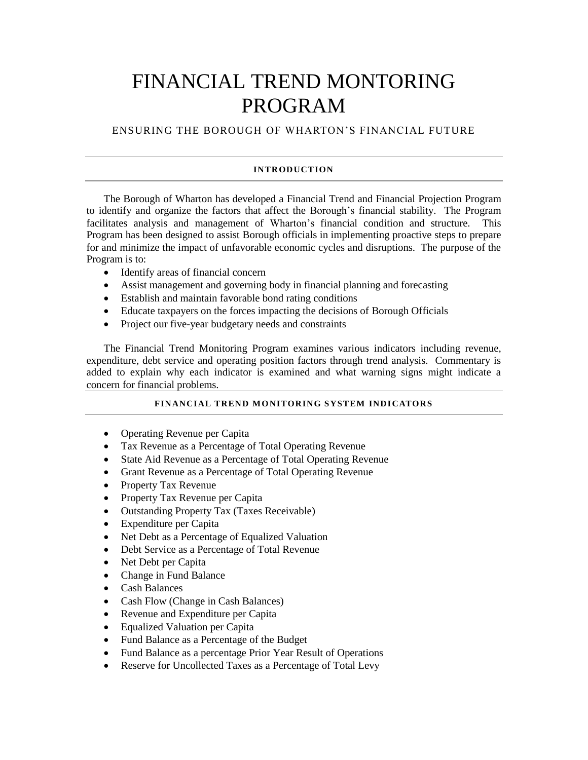# FINANCIAL TREND MONTORING PROGRAM

ENSURING THE BOROUGH OF WHARTON'S FINANCIAL FUTURE

### INTRODUCTION

The Borough of Wharton has developed a Financial Trend and Financial Projection Program to identify and organize the factors that affect the Borough's financial stability. The Program facilitates analysis and management of Wharton's financial condition and structure. This Program has been designed to assist Borough officials in implementing proactive steps to prepare for and minimize the impact of unfavorable economic cycles and disruptions. The purpose of the Program is to:

- Identify areas of financial concern
- Assist management and governing body in financial planning and forecasting
- Establish and maintain favorable bond rating conditions
- Educate taxpayers on the forces impacting the decisions of Borough Officials
- Project our five-year budgetary needs and constraints

The Financial Trend Monitoring Program examines various indicators including revenue, expenditure, debt service and operating position factors through trend analysis. Commentary is added to explain why each indicator is examined and what warning signs might indicate a concern for financial problems.

### FINANCIAL TREND MONITORING SYSTEM INDICATORS

- Operating Revenue per Capita
- Tax Revenue as a Percentage of Total Operating Revenue
- State Aid Revenue as a Percentage of Total Operating Revenue
- Grant Revenue as a Percentage of Total Operating Revenue
- Property Tax Revenue
- Property Tax Revenue per Capita
- Outstanding Property Tax (Taxes Receivable)
- Expenditure per Capita
- Net Debt as a Percentage of Equalized Valuation
- Debt Service as a Percentage of Total Revenue
- Net Debt per Capita
- Change in Fund Balance
- Cash Balances
- Cash Flow (Change in Cash Balances)
- Revenue and Expenditure per Capita
- Equalized Valuation per Capita
- Fund Balance as a Percentage of the Budget
- Fund Balance as a percentage Prior Year Result of Operations
- Reserve for Uncollected Taxes as a Percentage of Total Levy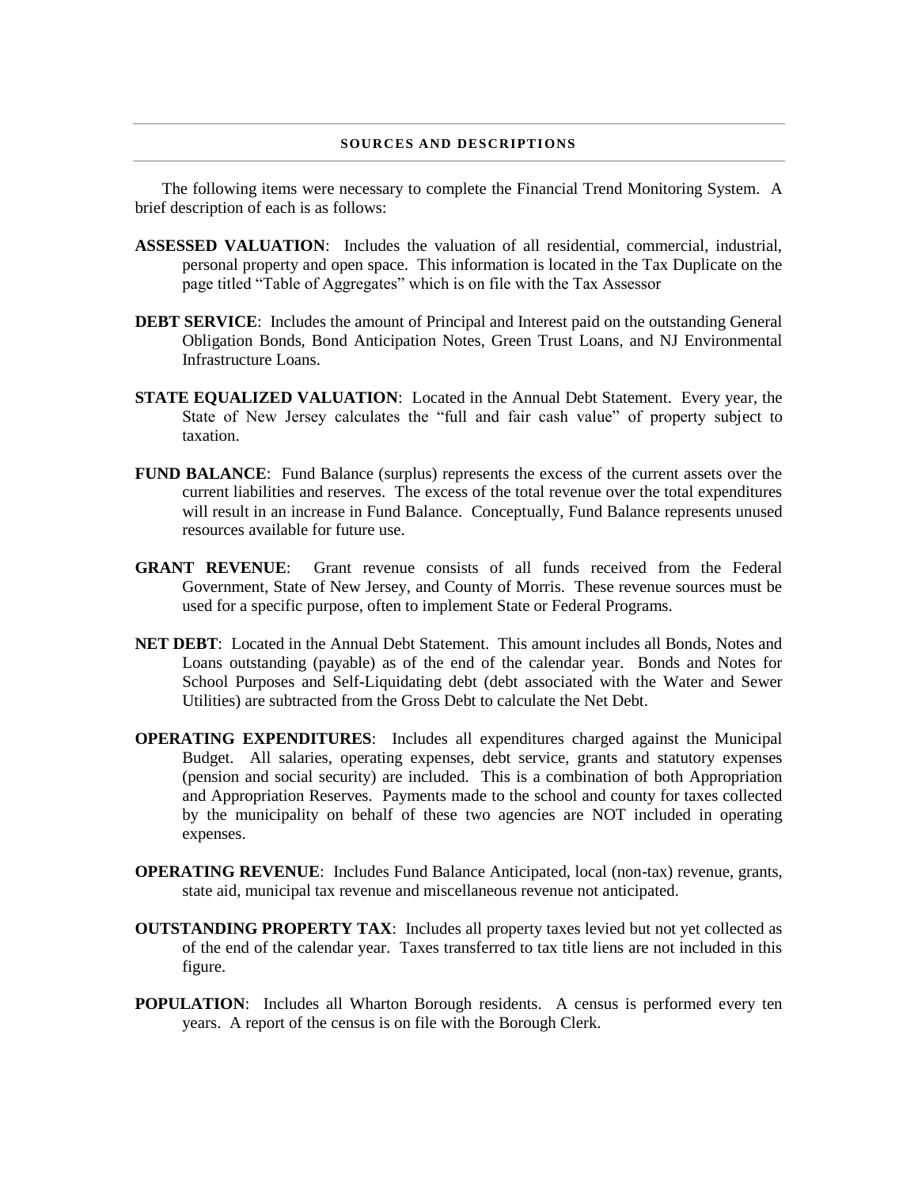## SOURCES AND DESCRIPTIONS

The following items were necessary to complete the Financial Trend Monitoring System. A brief description of each is as follows:

**ASSESSED VALUATION**: Includes the valuation of all residential, commercial, industrial, personal property and open space. This information is located in the Tax Duplicate on the page titled "Table of Aggregates" which is on file with the Tax Assessor

**DEBT SERVICE**: Includes the amount of Principal and Interest paid on the outstanding General Obligation Bonds, Bond Anticipation Notes, Green Trust Loans, and NJ Environmental Infrastructure Loans.

**STATE EQUALIZED VALUATION**: Located in the Annual Debt Statement. Every year, the State of New Jersey calculates the "full and fair cash value" of property subject to taxation.

**FUND BALANCE**: Fund Balance (surplus) represents the excess of the current assets over the current liabilities and reserves. The excess of the total revenue over the total expenditures will result in an increase in Fund Balance. Conceptually, Fund Balance represents unused resources available for future use.

**GRANT REVENUE**: Grant revenue consists of all funds received from the Federal Government, State of New Jersey, and County of Morris. These revenue sources must be used for a specific purpose, often to implement State or Federal Programs.

**NET DEBT**: Located in the Annual Debt Statement. This amount includes all Bonds, Notes and Loans outstanding (payable) as of the end of the calendar year. Bonds and Notes for School Purposes and Self-Liquidating debt (debt associated with the Water and Sewer Utilities) are subtracted from the Gross Debt to calculate the Net Debt.

**OPERATING EXPENDITURES**: Includes all expenditures charged against the Municipal Budget. All salaries, operating expenses, debt service, grants and statutory expenses (pension and social security) are included. This is a combination of both Appropriation and Appropriation Reserves. Payments made to the school and county for taxes collected by the municipality on behalf of these two agencies are NOT included in operating expenses.

**OPERATING REVENUE**: Includes Fund Balance Anticipated, local (non-tax) revenue, grants, state aid, municipal tax revenue and miscellaneous revenue not anticipated.

**OUTSTANDING PROPERTY TAX**: Includes all property taxes levied but not yet collected as of the end of the calendar year. Taxes transferred to tax title liens are not included in this figure.

**POPULATION**: Includes all Wharton Borough residents. A census is performed every ten years. A report of the census is on file with the Borough Clerk.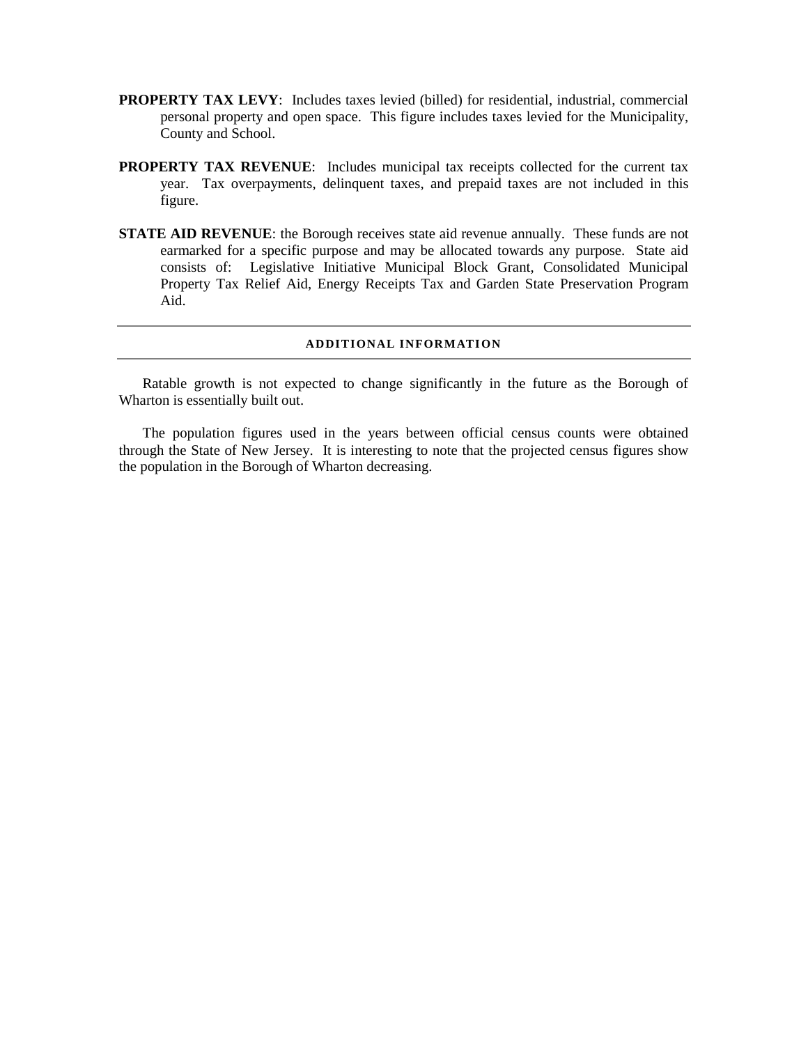**PROPERTY TAX LEVY**: Includes taxes levied (billed) for residential, industrial, commercial personal property and open space. This figure includes taxes levied for the Municipality, County and School.

**PROPERTY TAX REVENUE**: Includes municipal tax receipts collected for the current tax year. Tax overpayments, delinquent taxes, and prepaid taxes are not included in this figure.

**STATE AID REVENUE**: the Borough receives state aid revenue annually. These funds are not earmarked for a specific purpose and may be allocated towards any purpose. State aid consists of: Legislative Initiative Municipal Block Grant, Consolidated Municipal Property Tax Relief Aid, Energy Receipts Tax and Garden State Preservation Program Aid.

---

## ADDITIONAL INFORMATION

---

Ratable growth is not expected to change significantly in the future as the Borough of Wharton is essentially built out.

The population figures used in the years between official census counts were obtained through the State of New Jersey. It is interesting to note that the projected census figures show the population in the Borough of Wharton decreasing.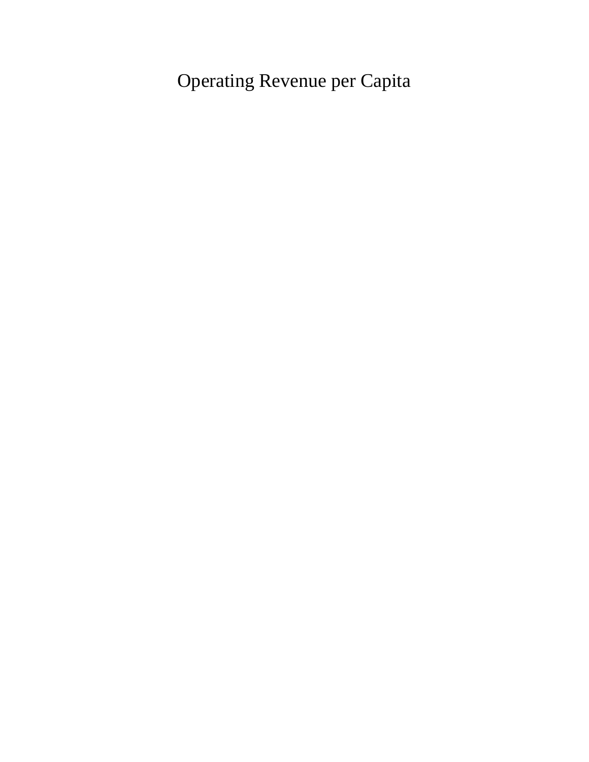# Operating Revenue per Capita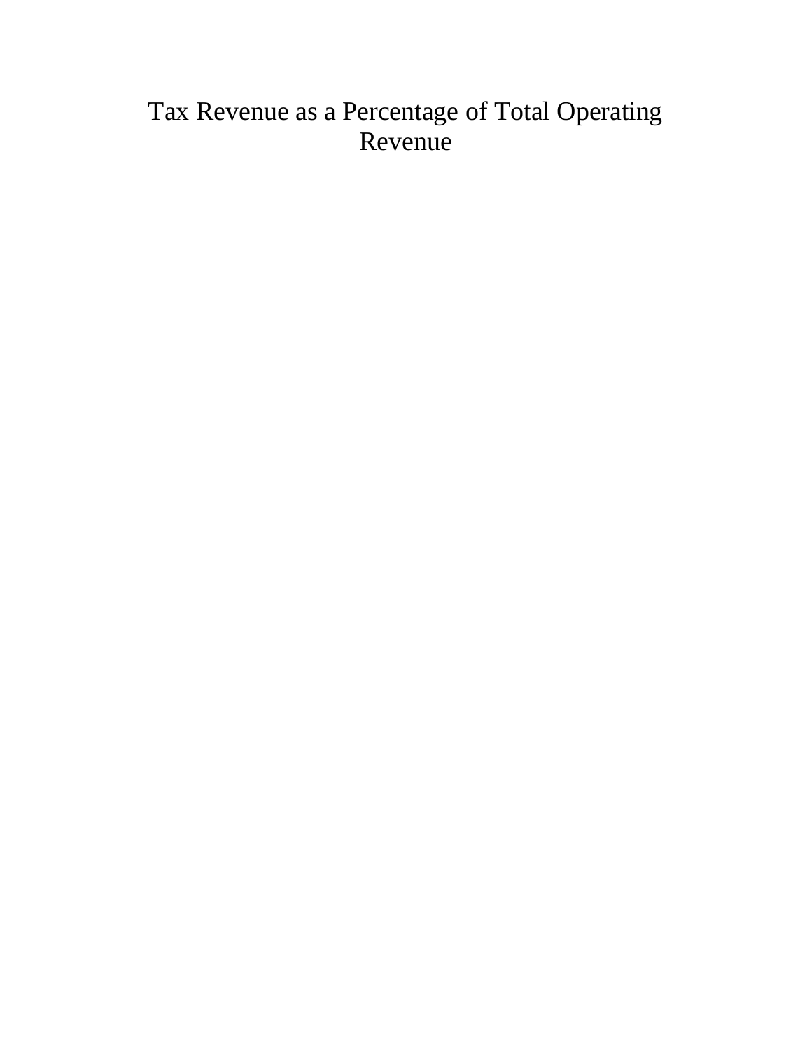# Tax Revenue as a Percentage of Total Operating Revenue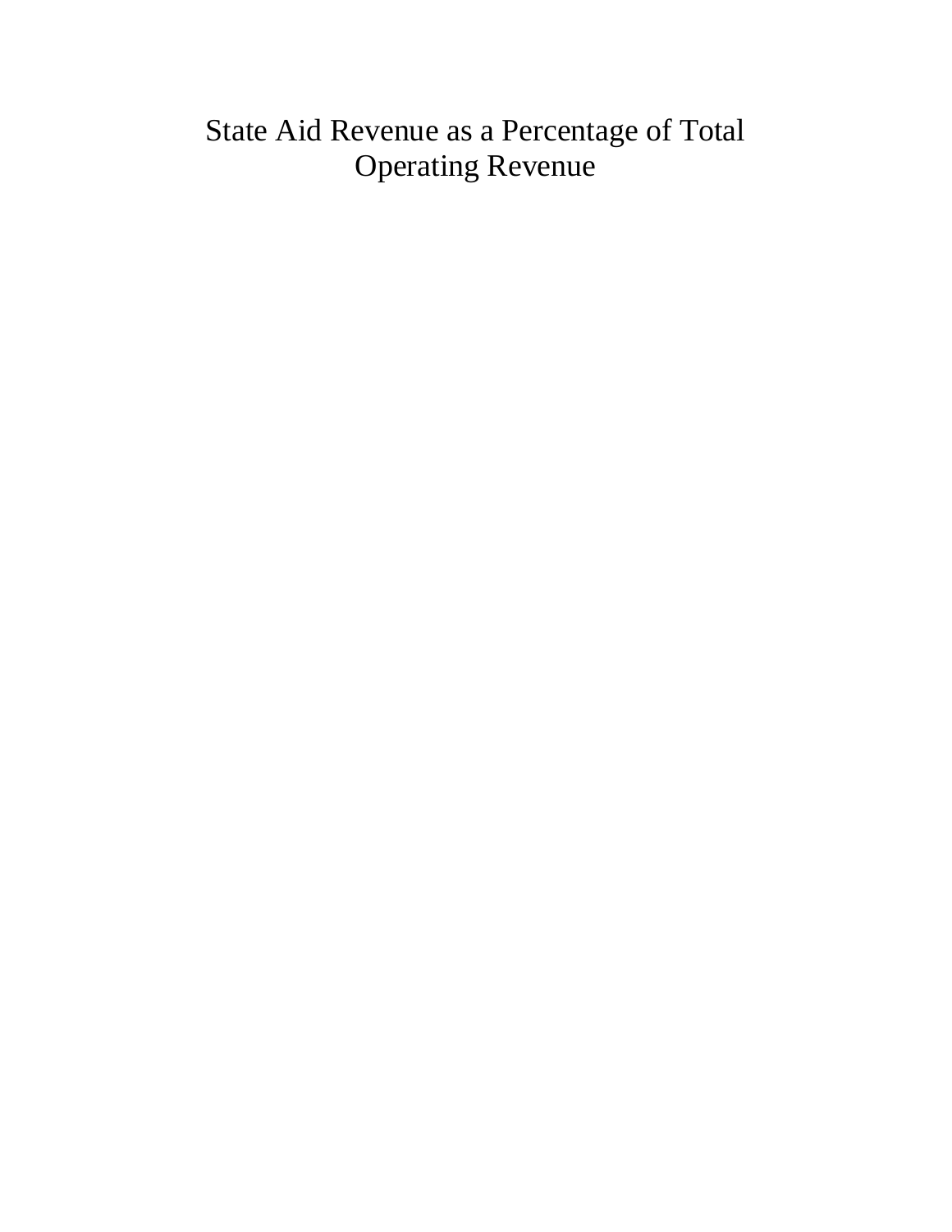# State Aid Revenue as a Percentage of Total Operating Revenue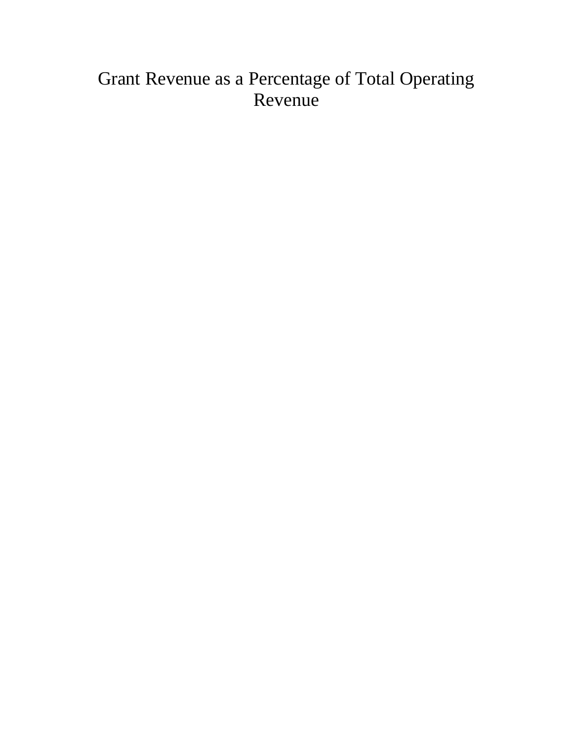# Grant Revenue as a Percentage of Total Operating Revenue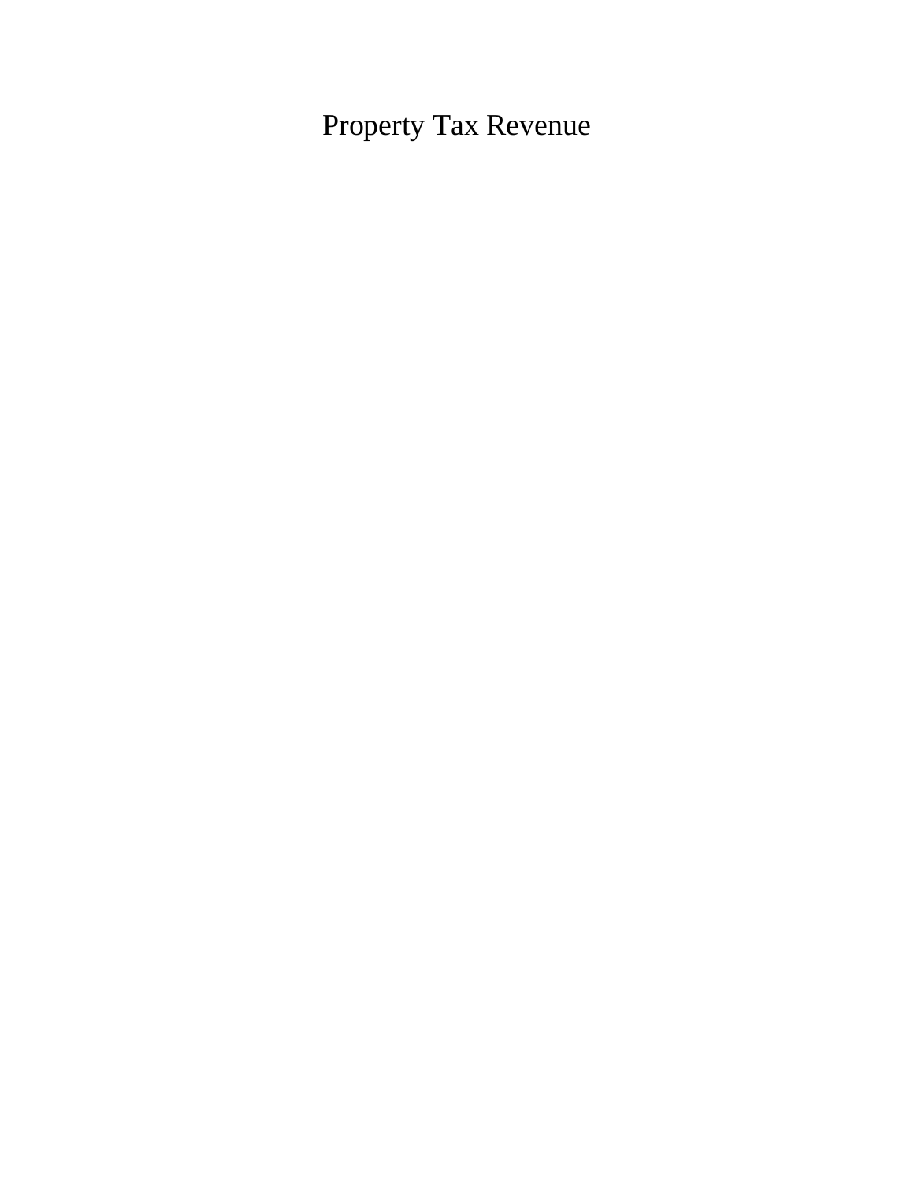# Property Tax Revenue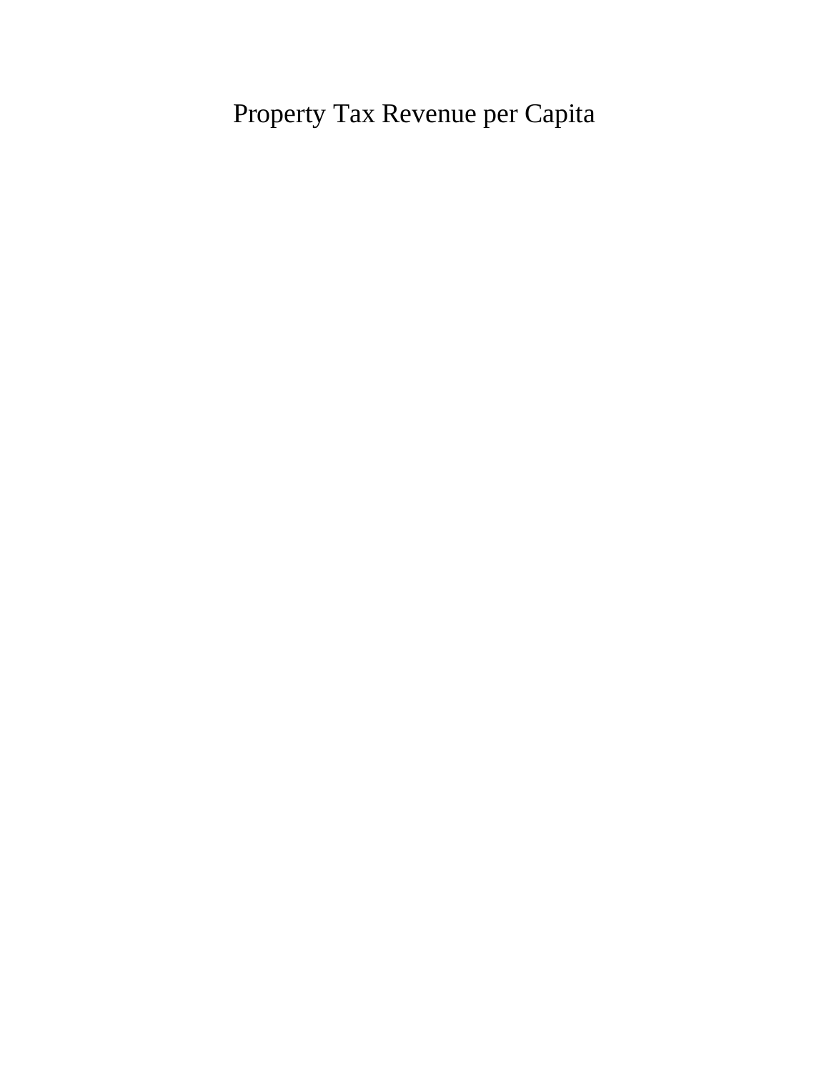Property Tax Revenue per Capita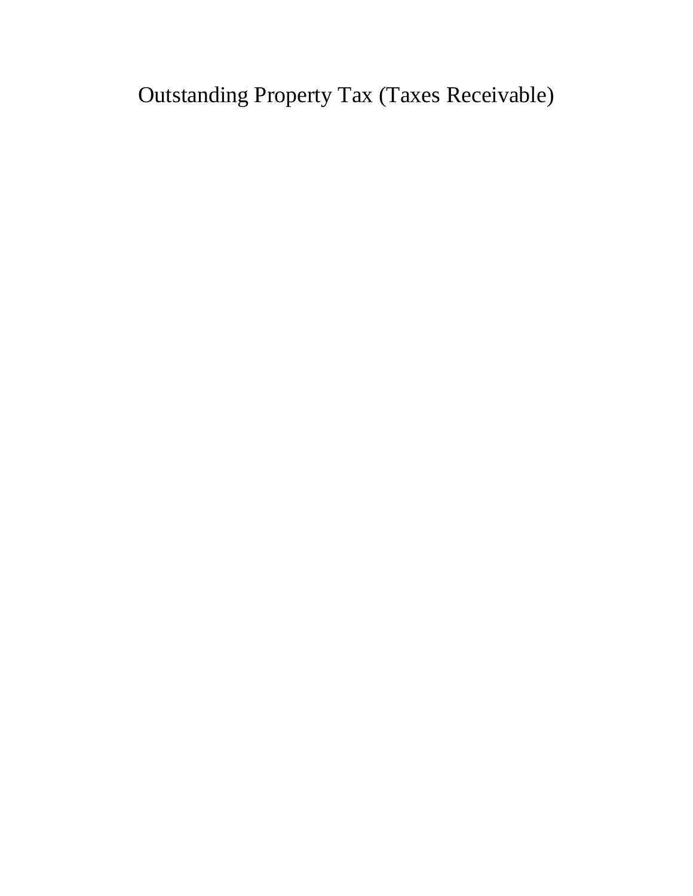# Outstanding Property Tax (Taxes Receivable)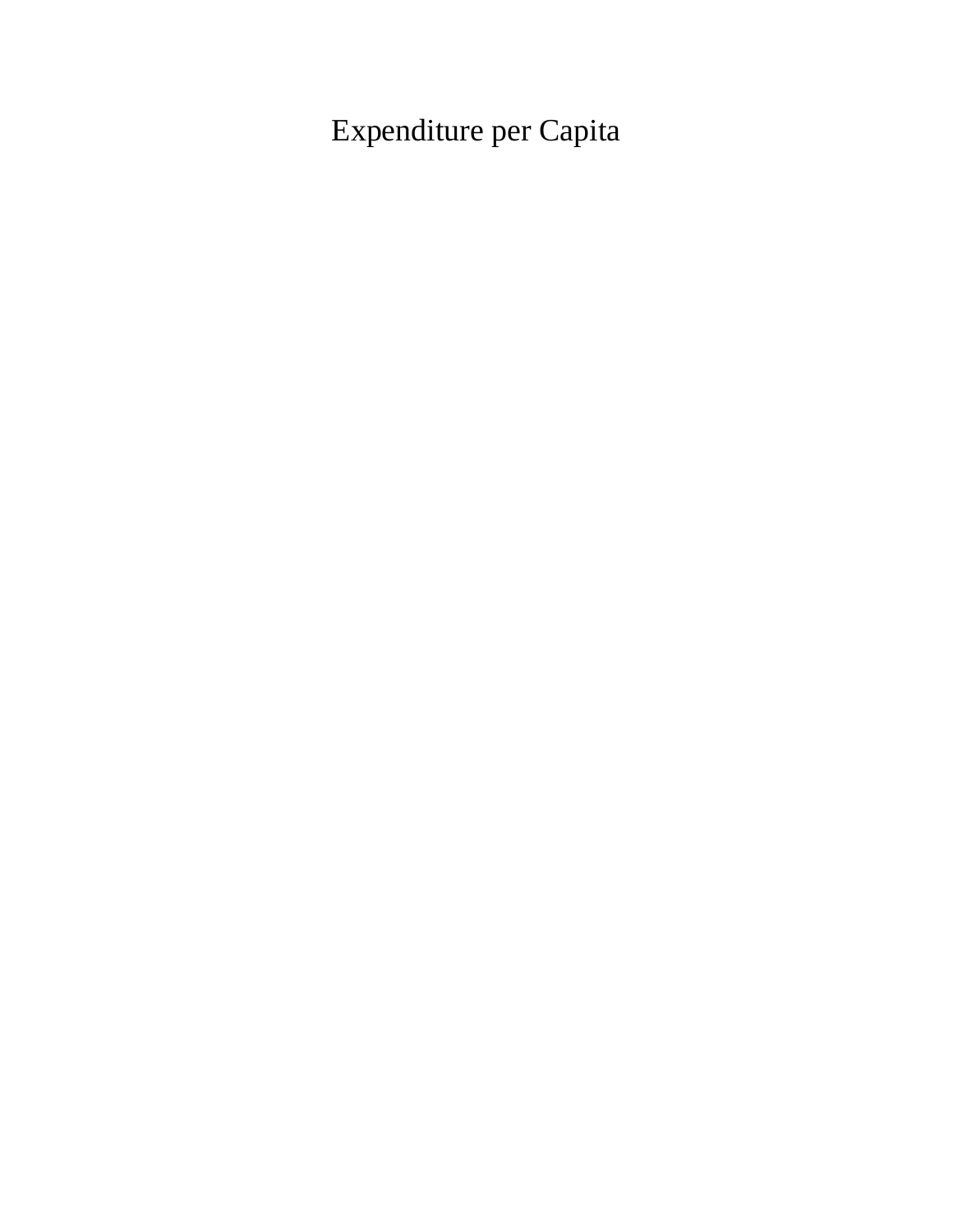Expenditure per Capita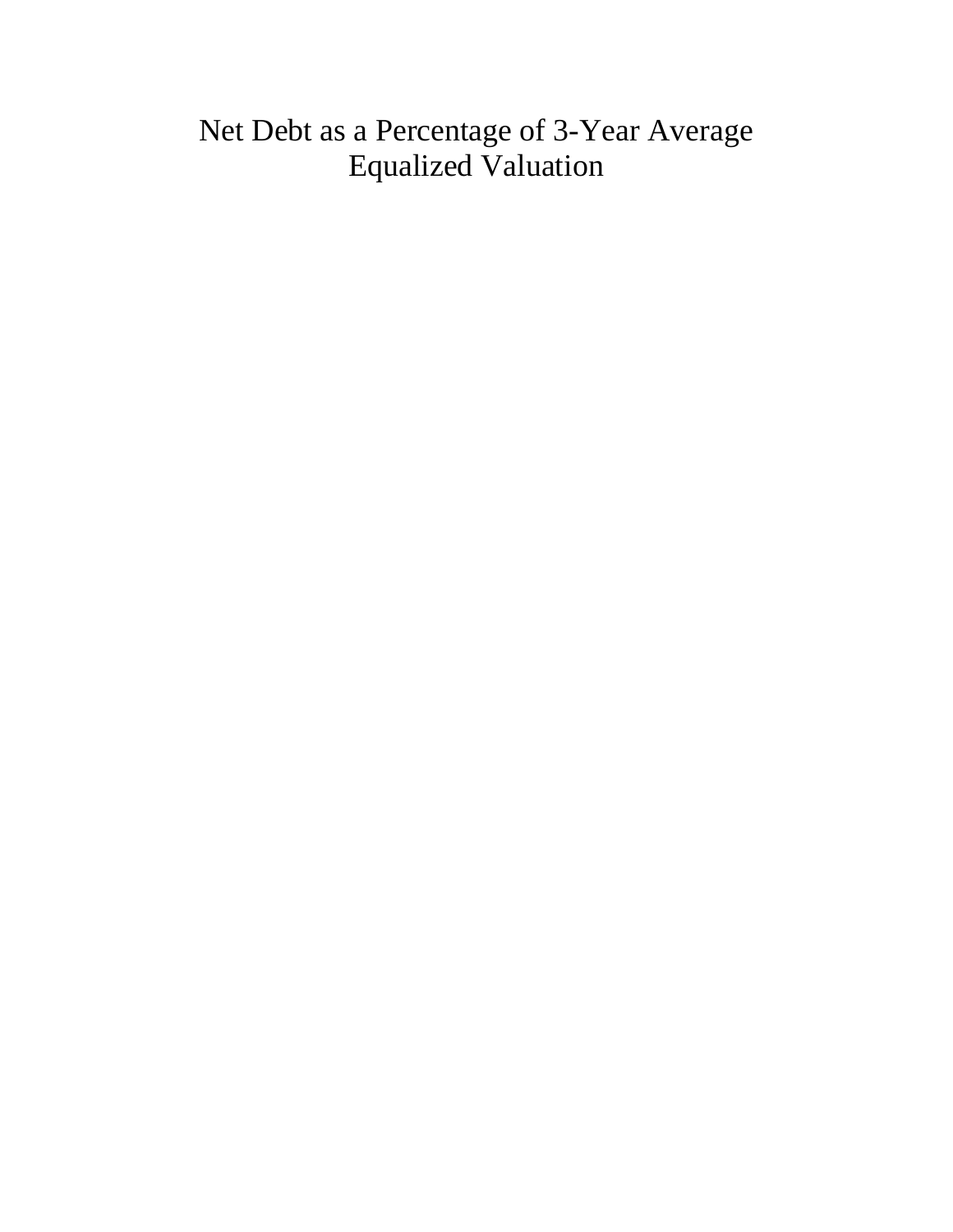# Net Debt as a Percentage of 3-Year Average Equalized Valuation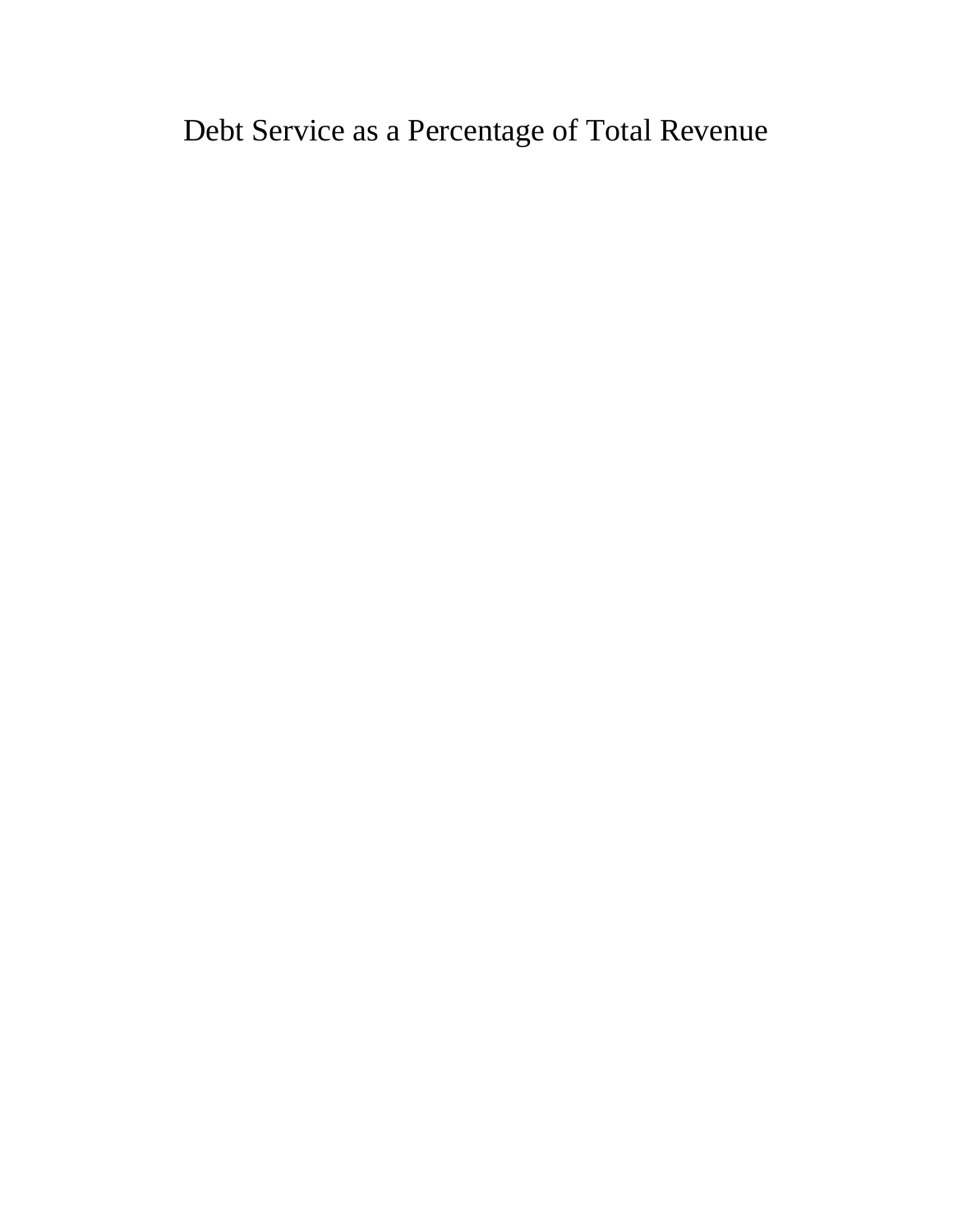# Debt Service as a Percentage of Total Revenue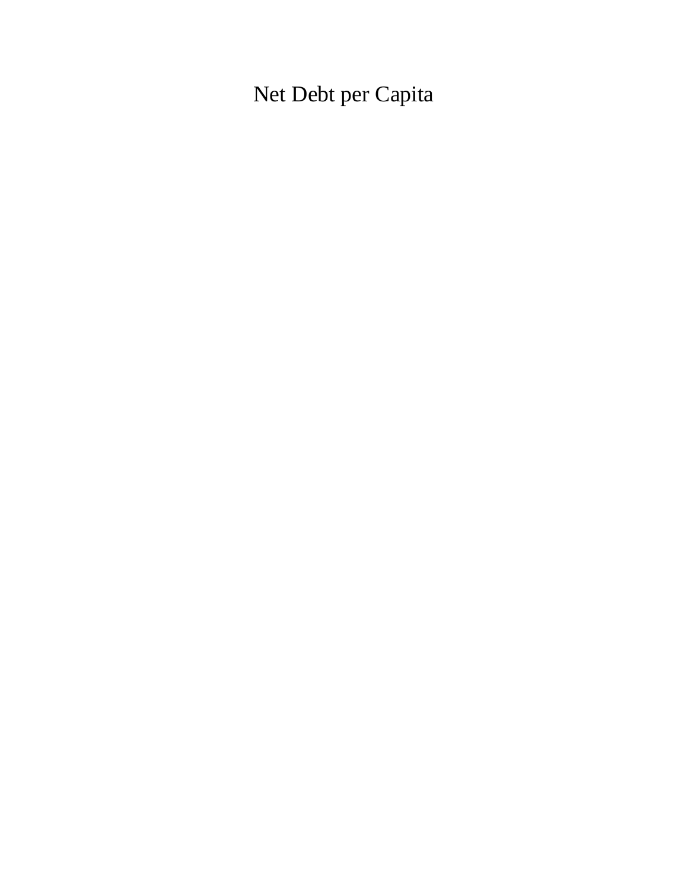# Net Debt per Capita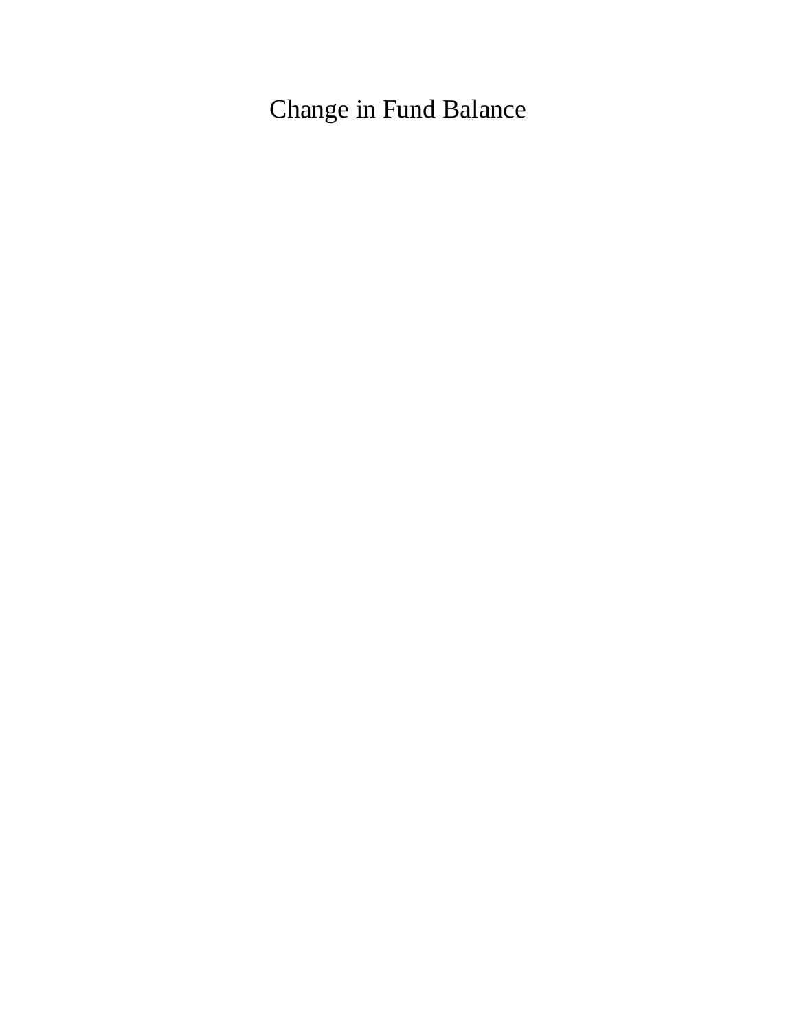# Change in Fund Balance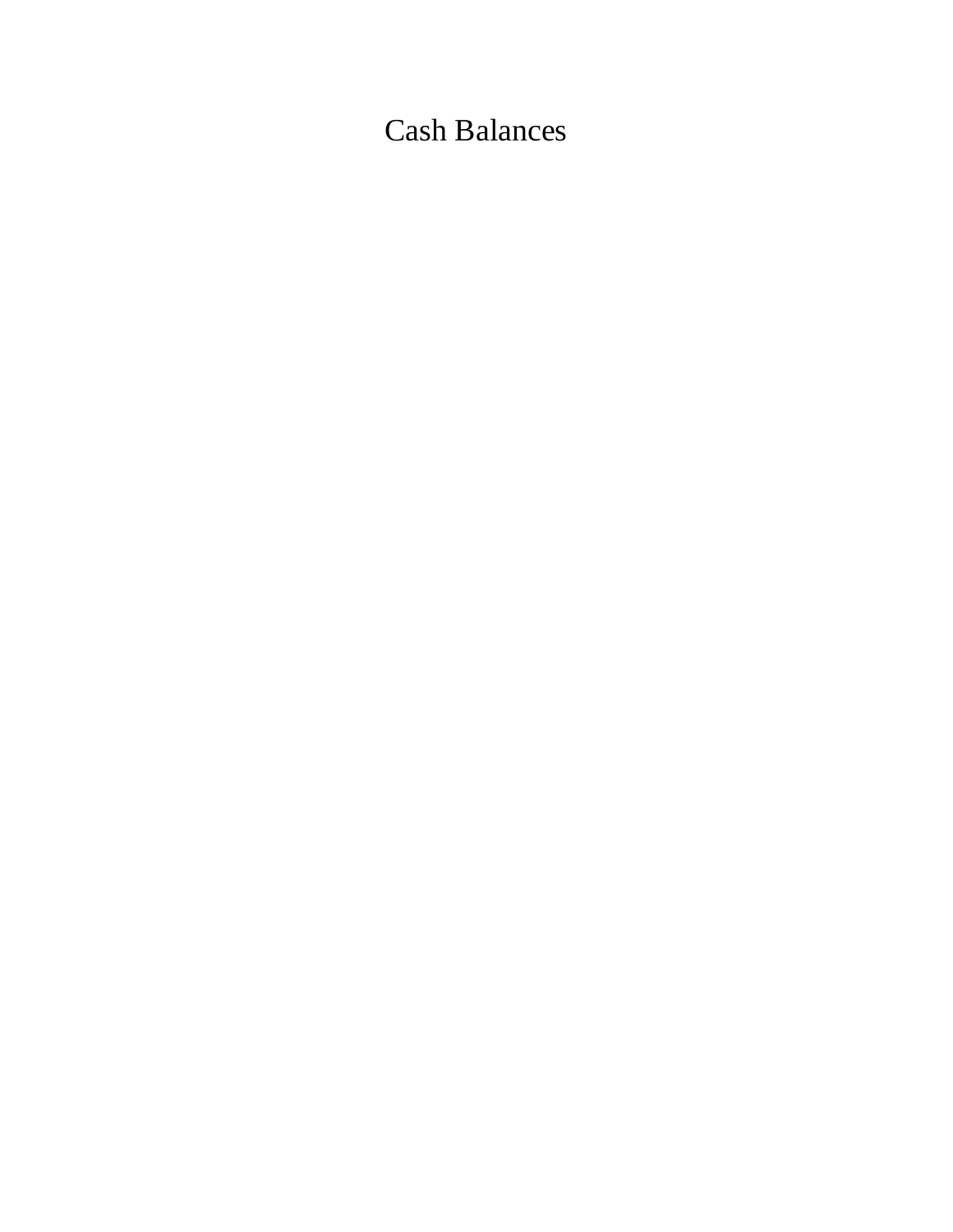# Cash Balances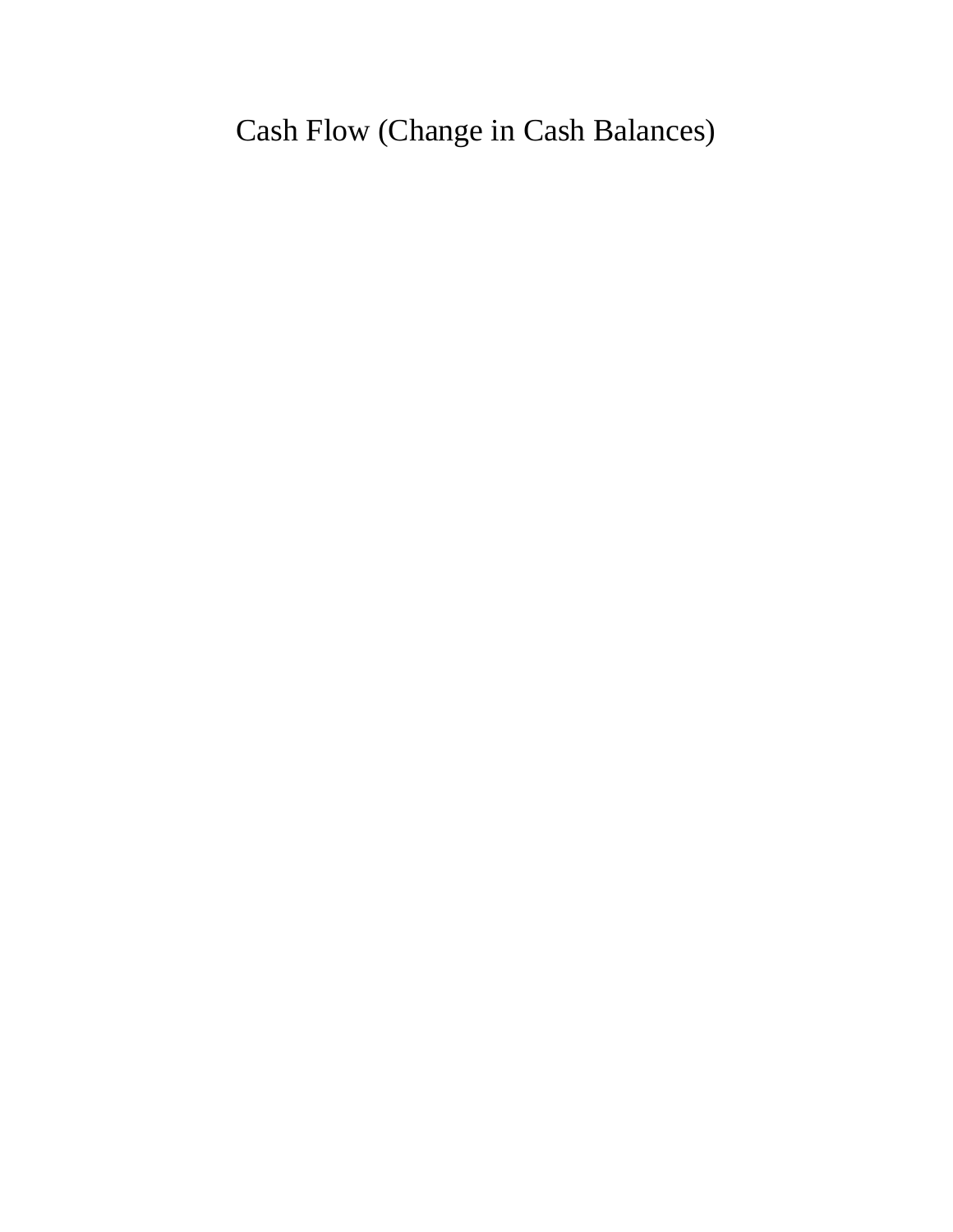# Cash Flow (Change in Cash Balances)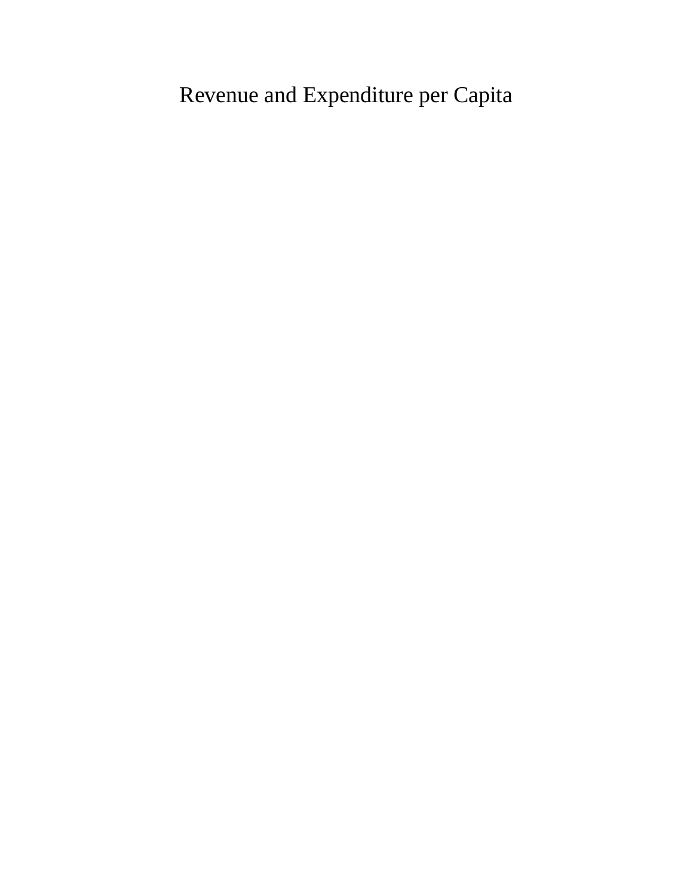# Revenue and Expenditure per Capita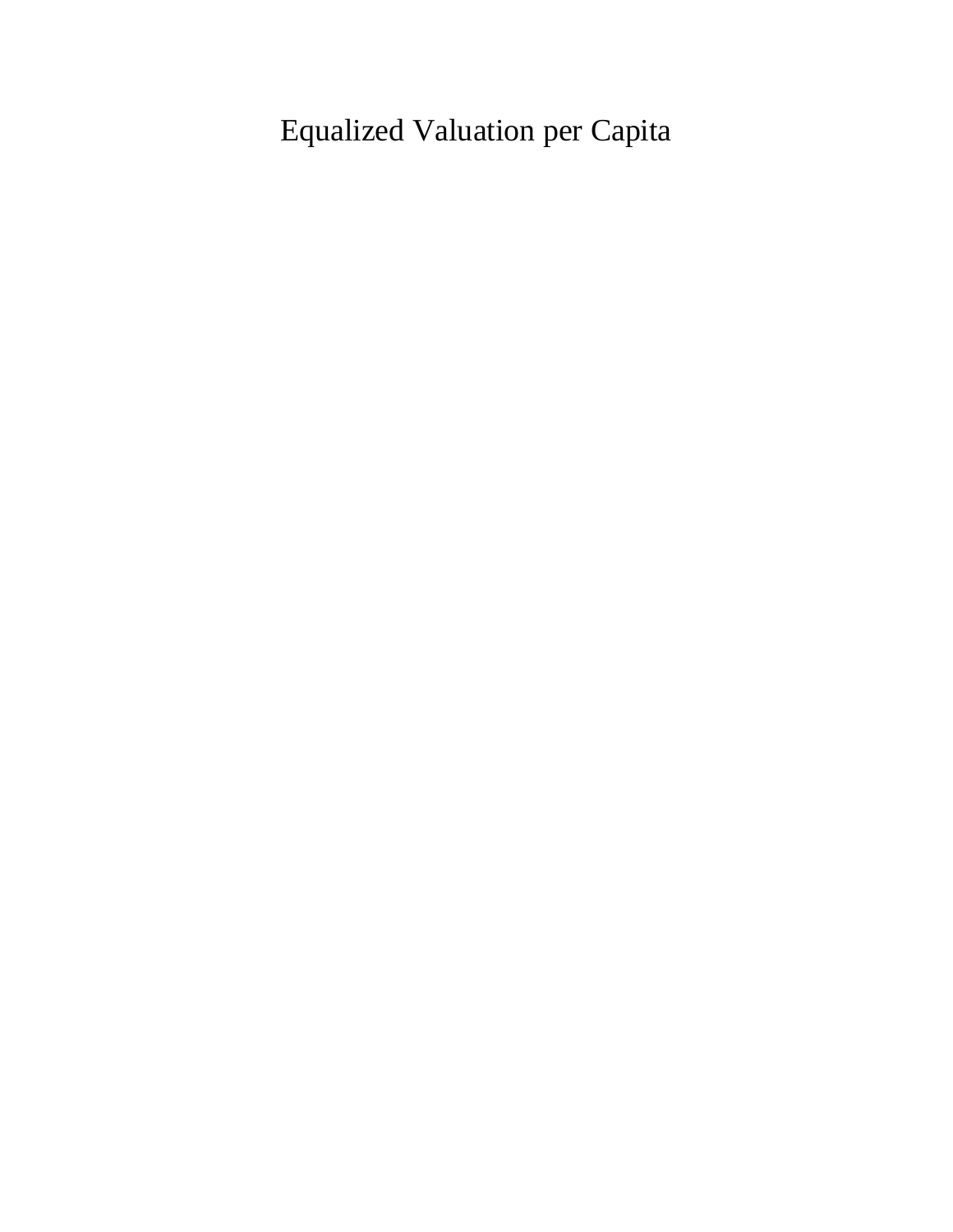# Equalized Valuation per Capita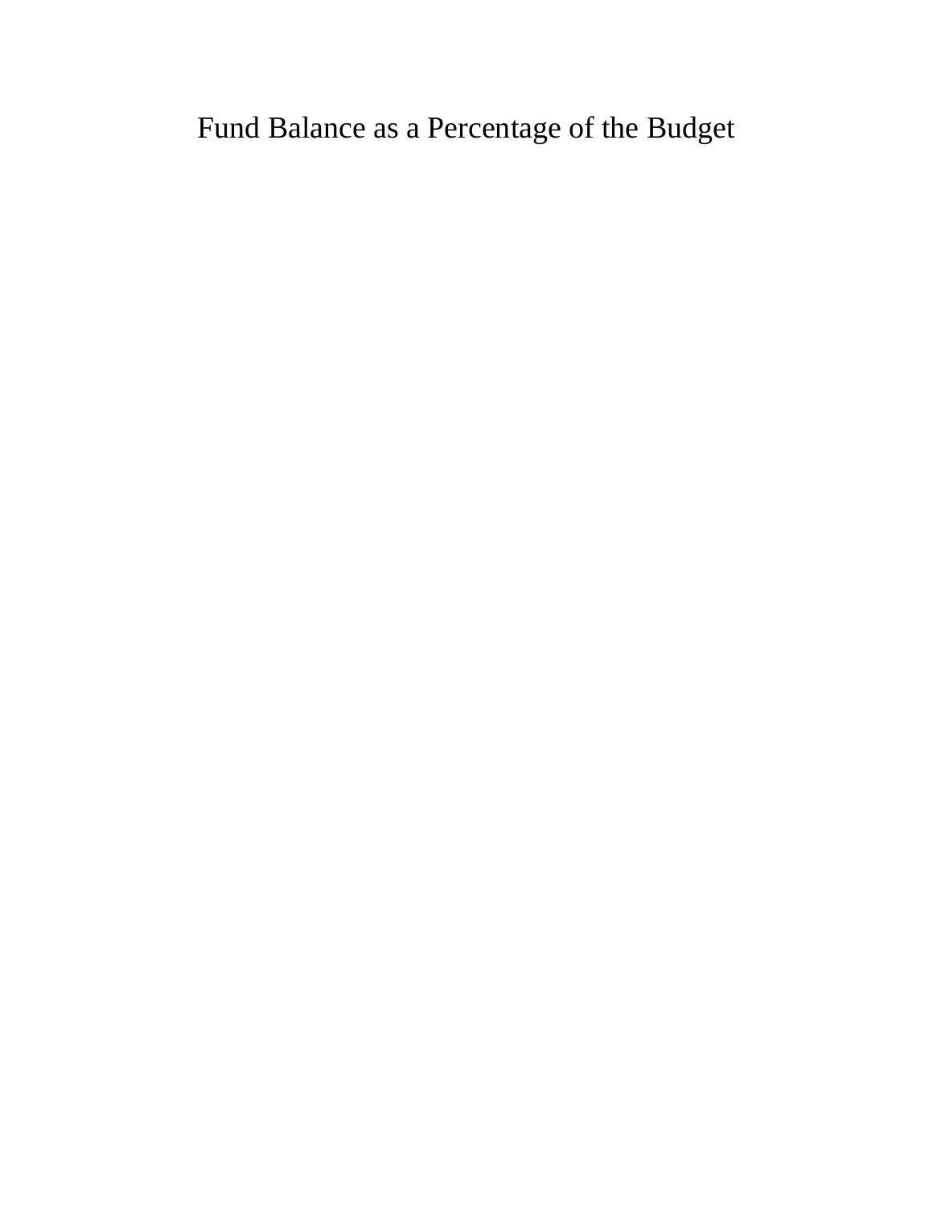# Fund Balance as a Percentage of the Budget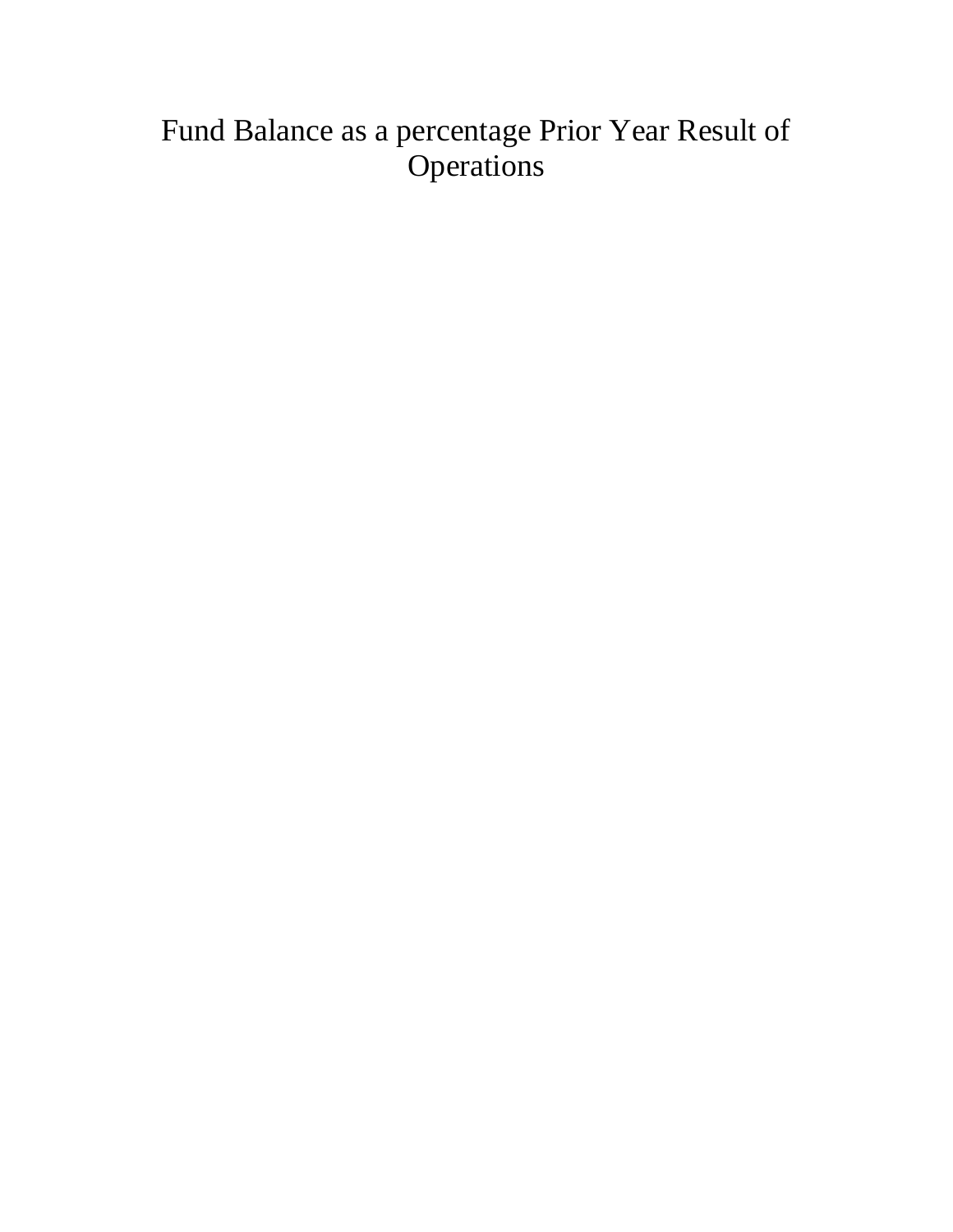# Fund Balance as a percentage Prior Year Result of Operations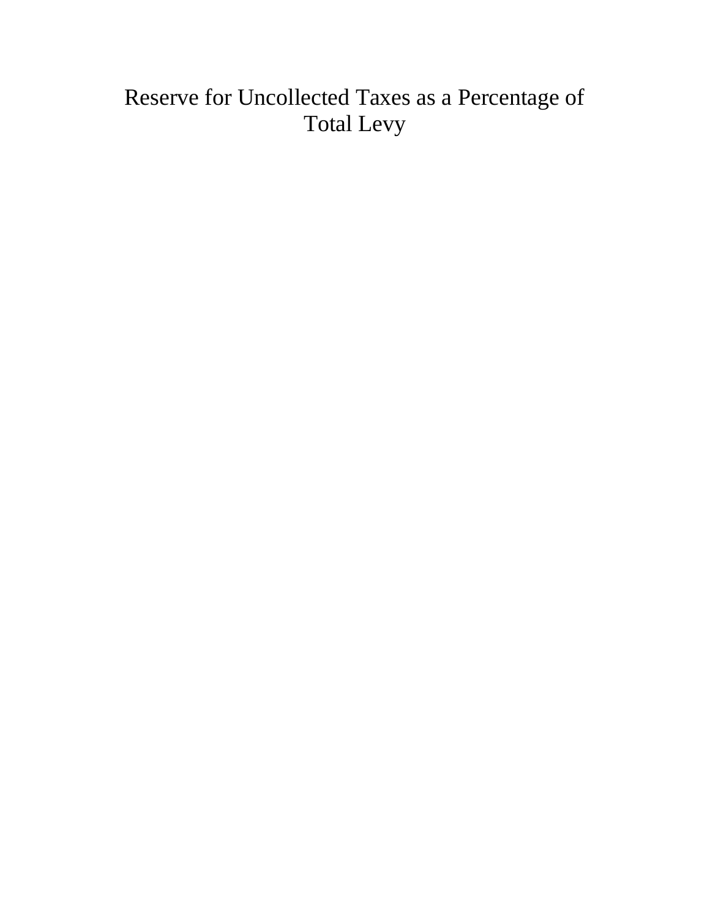# Reserve for Uncollected Taxes as a Percentage of Total Levy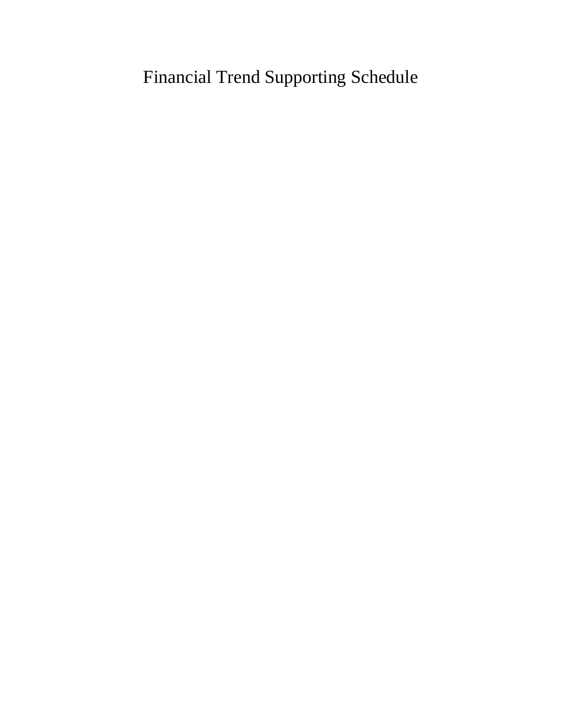# Financial Trend Supporting Schedule